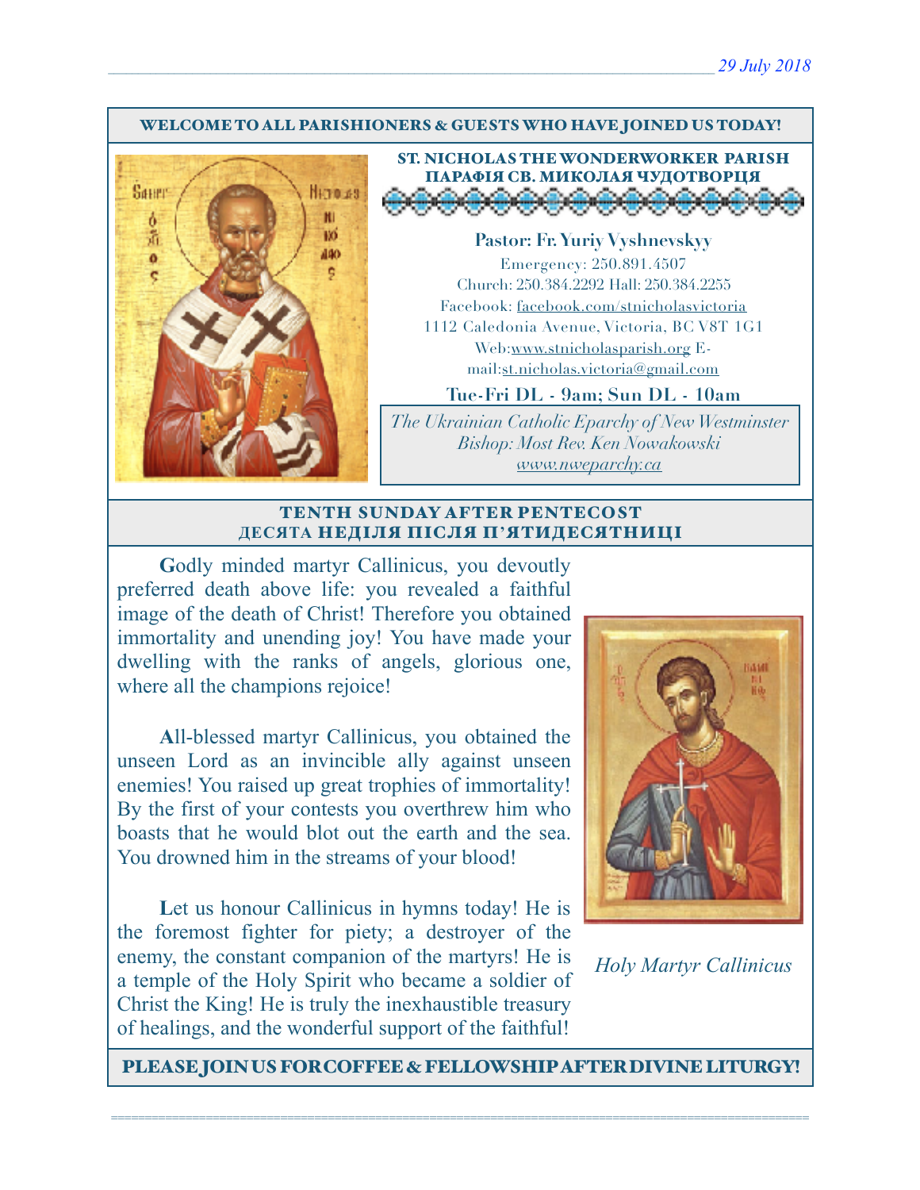WELCOME TO ALL PARISHIONERS & GUESTS WHO HAVE JOINED US TODAY!

## ST. NICHOLAS THE WONDERWORKER PARISH
## ПАРАФІЯ СВ. МИКОЛАЯ ЧУДОТВОРЦЯ

**Pastor: Fr. Yuriy Vyshnevskyy**

Emergency: 250.891.4507
Church: 250.384.2292 Hall: 250.384.2255
Facebook: facebook.com/stnicholasvictoria
1112 Caledonia Avenue, Victoria, BC V8T 1G1
Web:www.stnicholasparish.org E-mail:st.nicholas.victoria@gmail.com

**Tue-Fri DL - 9am; Sun DL - 10am**

*The Ukrainian Catholic Eparchy of New Westminster*
*Bishop: Most Rev. Ken Nowakowski*
*www.nweparchy.ca*

## TENTH SUNDAY AFTER PENTECOST
## ДЕСЯТА НЕДІЛЯ ПІСЛЯ П'ЯТИДЕСЯТНИЦІ

**G**odly minded martyr Callinicus, you devoutly preferred death above life: you revealed a faithful image of the death of Christ! Therefore you obtained immortality and unending joy! You have made your dwelling with the ranks of angels, glorious one, where all the champions rejoice!

**A**ll-blessed martyr Callinicus, you obtained the unseen Lord as an invincible ally against unseen enemies! You raised up great trophies of immortality! By the first of your contests you overthrew him who boasts that he would blot out the earth and the sea. You drowned him in the streams of your blood!

**L**et us honour Callinicus in hymns today! He is the foremost fighter for piety; a destroyer of the enemy, the constant companion of the martyrs! He is a temple of the Holy Spirit who became a soldier of Christ the King! He is truly the inexhaustible treasury of healings, and the wonderful support of the faithful!

*Holy Martyr Callinicus*

PLEASE JOIN US FOR COFFEE & FELLOWSHIP AFTER DIVINE LITURGY!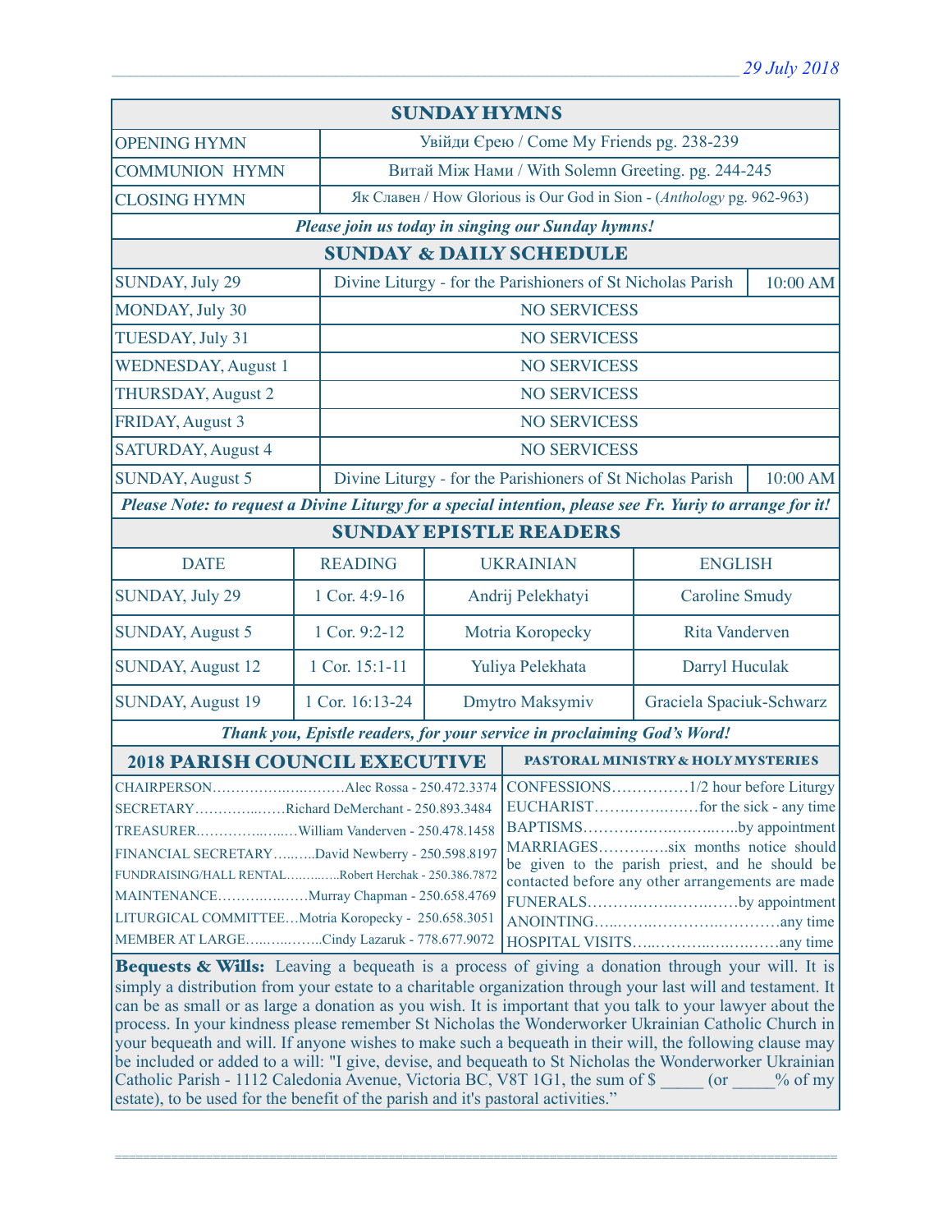*29 July 2018*

## SUNDAY HYMNS

| | |
|---|---|
| OPENING HYMN | Увійди Єрею / Come My Friends pg. 238-239 |
| COMMUNION HYMN | Витай Між Нами / With Solemn Greeting. pg. 244-245 |
| CLOSING HYMN | Як Славен / How Glorious is Our God in Sion - (*Anthology* pg. 962-963) |

***Please join us today in singing our Sunday hymns!***

## SUNDAY & DAILY SCHEDULE

| | | |
|---|---|---|
| SUNDAY, July 29 | Divine Liturgy - for the Parishioners of St Nicholas Parish | 10:00 AM |
| MONDAY, July 30 | NO SERVICESS | |
| TUESDAY, July 31 | NO SERVICESS | |
| WEDNESDAY, August 1 | NO SERVICESS | |
| THURSDAY, August 2 | NO SERVICESS | |
| FRIDAY, August 3 | NO SERVICESS | |
| SATURDAY, August 4 | NO SERVICESS | |
| SUNDAY, August 5 | Divine Liturgy - for the Parishioners of St Nicholas Parish | 10:00 AM |

***Please Note: to request a Divine Liturgy for a special intention, please see Fr. Yuriy to arrange for it!***

## SUNDAY EPISTLE READERS

| DATE | READING | UKRAINIAN | ENGLISH |
|---|---|---|---|
| SUNDAY, July 29 | 1 Cor. 4:9-16 | Andrij Pelekhatyi | Caroline Smudy |
| SUNDAY, August 5 | 1 Cor. 9:2-12 | Motria Koropecky | Rita Vanderven |
| SUNDAY, August 12 | 1 Cor. 15:1-11 | Yuliya Pelekhata | Darryl Huculak |
| SUNDAY, August 19 | 1 Cor. 16:13-24 | Dmytro Maksymiv | Graciela Spaciuk-Schwarz |

***Thank you, Epistle readers, for your service in proclaiming God's Word!***

## 2018 PARISH COUNCIL EXECUTIVE

- CHAIRPERSON……………Alec Rossa - 250.472.3374
- SECRETARY……………Richard DeMerchant - 250.893.3484
- TREASURER……………William Vanderven - 250.478.1458
- FINANCIAL SECRETARY……David Newberry - 250.598.8197
- FUNDRAISING/HALL RENTAL……Robert Herchak - 250.386.7872
- MAINTENANCE……………Murray Chapman - 250.658.4769
- LITURGICAL COMMITTEE…Motria Koropecky - 250.658.3051
- MEMBER AT LARGE……………Cindy Lazaruk - 778.677.9072

## PASTORAL MINISTRY & HOLY MYSTERIES

- CONFESSIONS……………1/2 hour before Liturgy
- EUCHARIST……………for the sick - any time
- BAPTISMS……………by appointment
- MARRIAGES……………six months notice should be given to the parish priest, and he should be contacted before any other arrangements are made
- FUNERALS……………by appointment
- ANOINTING……………any time
- HOSPITAL VISITS……………any time

**Bequests & Wills:** Leaving a bequeath is a process of giving a donation through your will. It is simply a distribution from your estate to a charitable organization through your last will and testament. It can be as small or as large a donation as you wish. It is important that you talk to your lawyer about the process. In your kindness please remember St Nicholas the Wonderworker Ukrainian Catholic Church in your bequeath and will. If anyone wishes to make such a bequeath in their will, the following clause may be included or added to a will: "I give, devise, and bequeath to St Nicholas the Wonderworker Ukrainian Catholic Parish - 1112 Caledonia Avenue, Victoria BC, V8T 1G1, the sum of $ _____ (or _____% of my estate), to be used for the benefit of the parish and it's pastoral activities."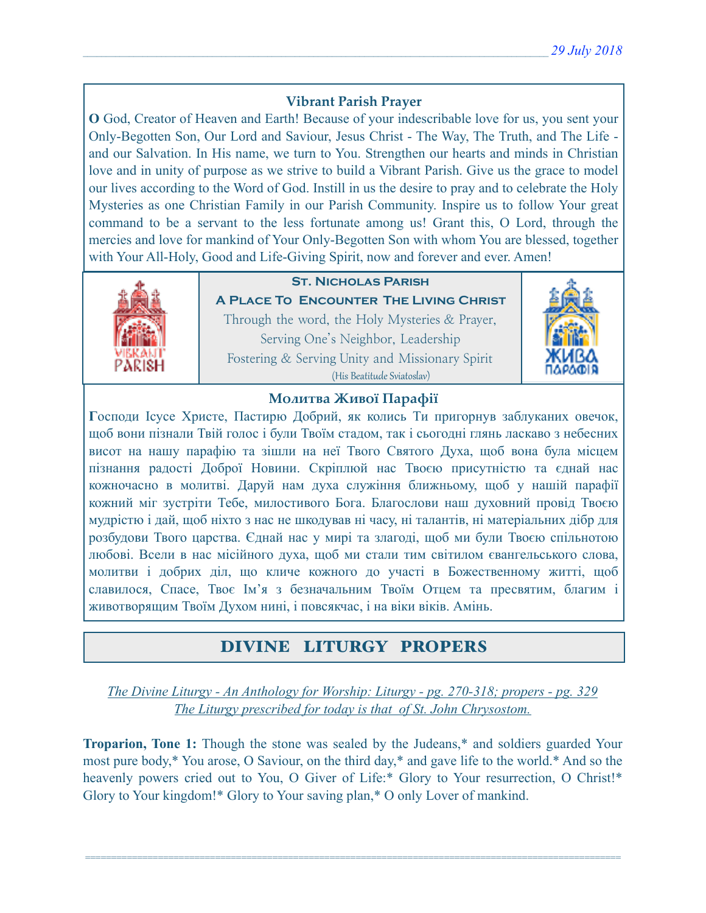### Vibrant Parish Prayer

**O** God, Creator of Heaven and Earth! Because of your indescribable love for us, you sent your Only-Begotten Son, Our Lord and Saviour, Jesus Christ - The Way, The Truth, and The Life - and our Salvation. In His name, we turn to You. Strengthen our hearts and minds in Christian love and in unity of purpose as we strive to build a Vibrant Parish. Give us the grace to model our lives according to the Word of God. Instill in us the desire to pray and to celebrate the Holy Mysteries as one Christian Family in our Parish Community. Inspire us to follow Your great command to be a servant to the less fortunate among us! Grant this, O Lord, through the mercies and love for mankind of Your Only-Begotten Son with whom You are blessed, together with Your All-Holy, Good and Life-Giving Spirit, now and forever and ever. Amen!

**St. Nicholas Parish**

**A Place To Encounter The Living Christ**

Through the word, the Holy Mysteries & Prayer,
Serving One's Neighbor, Leadership
Fostering & Serving Unity and Missionary Spirit
(His Beatitude Sviatoslav)

### Молитва Живої Парафії

**Г**осподи Ісусе Христе, Пастирю Добрий, як колись Ти пригорнув заблуканих овечок, щоб вони пізнали Твій голос і були Твоїм стадом, так і сьогодні глянь ласкаво з небесних висот на нашу парафію та зішли на неї Твого Святого Духа, щоб вона була місцем пізнання радості Доброї Новини. Скріплюй нас Твоєю присутністю та єднай нас кожночасно в молитві. Даруй нам духа служіння ближньому, щоб у нашій парафії кожний міг зустріти Тебе, милостивого Бога. Благослови наш духовний провід Твоєю мудрістю і дай, щоб ніхто з нас не шкодував ні часу, ні талантів, ні матеріальних дібр для розбудови Твого царства. Єднай нас у мирі та злагоді, щоб ми були Твоєю спільнотою любові. Всели в нас місійного духа, щоб ми стали тим світилом євангельського слова, молитви і добрих діл, що кличе кожного до участі в Божественному житті, щоб славилося, Спасе, Твоє Ім'я з безначальним Твоїм Отцем та пресвятим, благим і животворящим Твоїм Духом нині, і повсякчас, і на віки віків. Амінь.

## DIVINE LITURGY PROPERS

*The Divine Liturgy - An Anthology for Worship: Liturgy - pg. 270-318; propers - pg. 329*
*The Liturgy prescribed for today is that of St. John Chrysostom.*

**Troparion, Tone 1:** Though the stone was sealed by the Judeans,* and soldiers guarded Your most pure body,* You arose, O Saviour, on the third day,* and gave life to the world.* And so the heavenly powers cried out to You, O Giver of Life:* Glory to Your resurrection, O Christ!* Glory to Your kingdom!* Glory to Your saving plan,* O only Lover of mankind.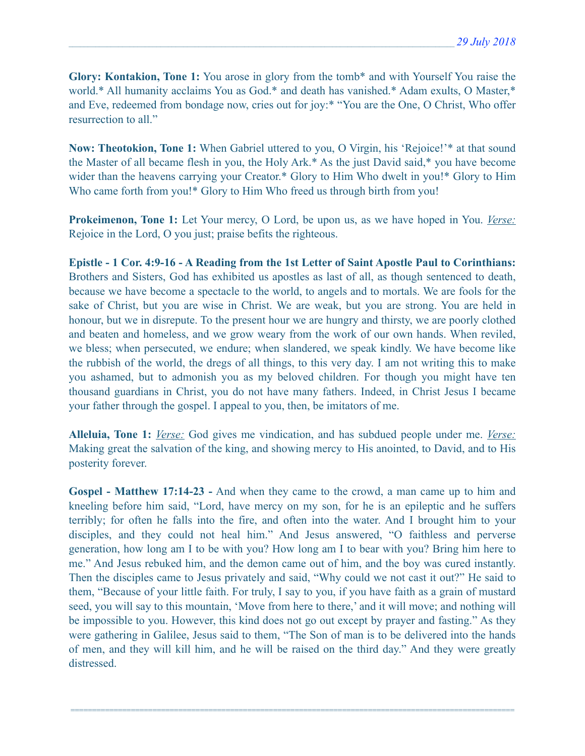**Glory: Kontakion, Tone 1:** You arose in glory from the tomb* and with Yourself You raise the world.* All humanity acclaims You as God.* and death has vanished.* Adam exults, O Master,* and Eve, redeemed from bondage now, cries out for joy:* "You are the One, O Christ, Who offer resurrection to all."

**Now: Theotokion, Tone 1:** When Gabriel uttered to you, O Virgin, his 'Rejoice!'* at that sound the Master of all became flesh in you, the Holy Ark.* As the just David said,* you have become wider than the heavens carrying your Creator.* Glory to Him Who dwelt in you!* Glory to Him Who came forth from you!* Glory to Him Who freed us through birth from you!

**Prokeimenon, Tone 1:** Let Your mercy, O Lord, be upon us, as we have hoped in You. *Verse:* Rejoice in the Lord, O you just; praise befits the righteous.

**Epistle - 1 Cor. 4:9-16 - A Reading from the 1st Letter of Saint Apostle Paul to Corinthians:** Brothers and Sisters, God has exhibited us apostles as last of all, as though sentenced to death, because we have become a spectacle to the world, to angels and to mortals. We are fools for the sake of Christ, but you are wise in Christ. We are weak, but you are strong. You are held in honour, but we in disrepute. To the present hour we are hungry and thirsty, we are poorly clothed and beaten and homeless, and we grow weary from the work of our own hands. When reviled, we bless; when persecuted, we endure; when slandered, we speak kindly. We have become like the rubbish of the world, the dregs of all things, to this very day. I am not writing this to make you ashamed, but to admonish you as my beloved children. For though you might have ten thousand guardians in Christ, you do not have many fathers. Indeed, in Christ Jesus I became your father through the gospel. I appeal to you, then, be imitators of me.

**Alleluia, Tone 1:** *Verse:* God gives me vindication, and has subdued people under me. *Verse:* Making great the salvation of the king, and showing mercy to His anointed, to David, and to His posterity forever.

**Gospel - Matthew 17:14-23 -** And when they came to the crowd, a man came up to him and kneeling before him said, "Lord, have mercy on my son, for he is an epileptic and he suffers terribly; for often he falls into the fire, and often into the water. And I brought him to your disciples, and they could not heal him." And Jesus answered, "O faithless and perverse generation, how long am I to be with you? How long am I to bear with you? Bring him here to me." And Jesus rebuked him, and the demon came out of him, and the boy was cured instantly. Then the disciples came to Jesus privately and said, "Why could we not cast it out?" He said to them, "Because of your little faith. For truly, I say to you, if you have faith as a grain of mustard seed, you will say to this mountain, 'Move from here to there,' and it will move; and nothing will be impossible to you. However, this kind does not go out except by prayer and fasting." As they were gathering in Galilee, Jesus said to them, "The Son of man is to be delivered into the hands of men, and they will kill him, and he will be raised on the third day." And they were greatly distressed.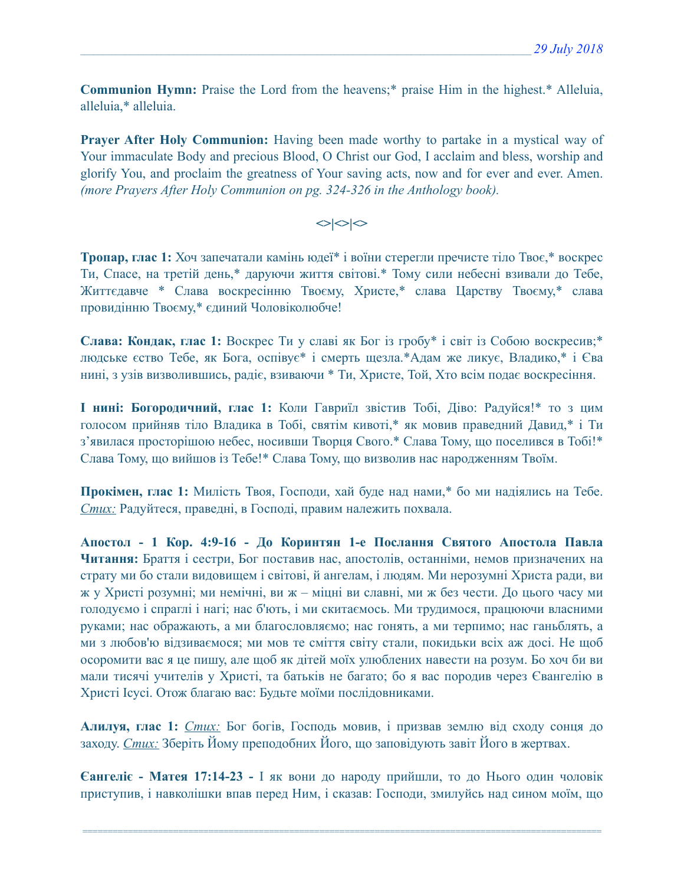**Communion Hymn:** Praise the Lord from the heavens;* praise Him in the highest.* Alleluia, alleluia,* alleluia.

**Prayer After Holy Communion:** Having been made worthy to partake in a mystical way of Your immaculate Body and precious Blood, O Christ our God, I acclaim and bless, worship and glorify You, and proclaim the greatness of Your saving acts, now and for ever and ever. Amen. *(more Prayers After Holy Communion on pg. 324-326 in the Anthology book).*

<>|<>|<>

**Тропар, глас 1:** Хоч запечатали камінь юдеї* і воїни стерегли пречисте тіло Твоє,* воскрес Ти, Спасе, на третій день,* даруючи життя світові.* Тому сили небесні взивали до Тебе, Життєдавче * Слава воскресінню Твоєму, Христе,* слава Царству Твоєму,* слава провидінню Твоєму,* єдиний Чоловіколюбче!

**Слава: Кондак, глас 1:** Воскрес Ти у славі як Бог із гробу* і світ із Собою воскресив;* людське єство Тебе, як Бога, оспівує* і смерть щезла.*Адам же ликує, Владико,* і Єва нині, з узів визволившись, радіє, взиваючи * Ти, Христе, Той, Хто всім подає воскресіння.

**І нині: Богородичний, глас 1:** Коли Гавриїл звістив Тобі, Діво: Радуйся!* то з цим голосом прийняв тіло Владика в Тобі, святім кивоті,* як мовив праведний Давид,* і Ти з'явилася просторішою небес, носивши Творця Свого.* Слава Тому, що поселився в Тобі!* Слава Тому, що вийшов із Тебе!* Слава Тому, що визволив нас народженням Твоїм.

**Прокімен, глас 1:** Милість Твоя, Господи, хай буде над нами,* бо ми надіялись на Тебе. *Стих:* Радуйтеся, праведні, в Господі, правим належить похвала.

**Апостол - 1 Кор. 4:9-16 - До Коринтян 1-е Послання Святого Апостола Павла Читання:** Браття і сестри, Бог поставив нас, апостолів, останніми, немов призначених на страту ми бо стали видовищем і світові, й ангелам, і людям. Ми нерозумні Христа ради, ви ж у Христі розумні; ми немічні, ви ж – міцні ви славні, ми ж без чести. До цього часу ми голодуємо і спраглі і нагі; нас б'ють, і ми скитаємось. Ми трудимося, працюючи власними руками; нас ображають, а ми благословляємо; нас гонять, а ми терпимо; нас ганьблять, а ми з любов'ю відзиваємося; ми мов те сміття світу стали, покидьки всіх аж досі. Не щоб осоромити вас я це пишу, але щоб як дітей моїх улюблених навести на розум. Бо хоч би ви мали тисячі учителів у Христі, та батьків не багато; бо я вас породив через Євангелію в Христі Ісусі. Отож благаю вас: Будьте моїми послідовниками.

**Алилуя, глас 1:** *Стих:* Бог богів, Господь мовив, і призвав землю від сходу сонця до заходу. *Стих:* Зберіть Йому преподобних Його, що заповідують завіт Його в жертвах.

**Євангеліє - Матея 17:14-23 -** І як вони до народу прийшли, то до Нього один чоловік приступив, і навколішки впав перед Ним, і сказав: Господи, змилуйсь над сином моїм, що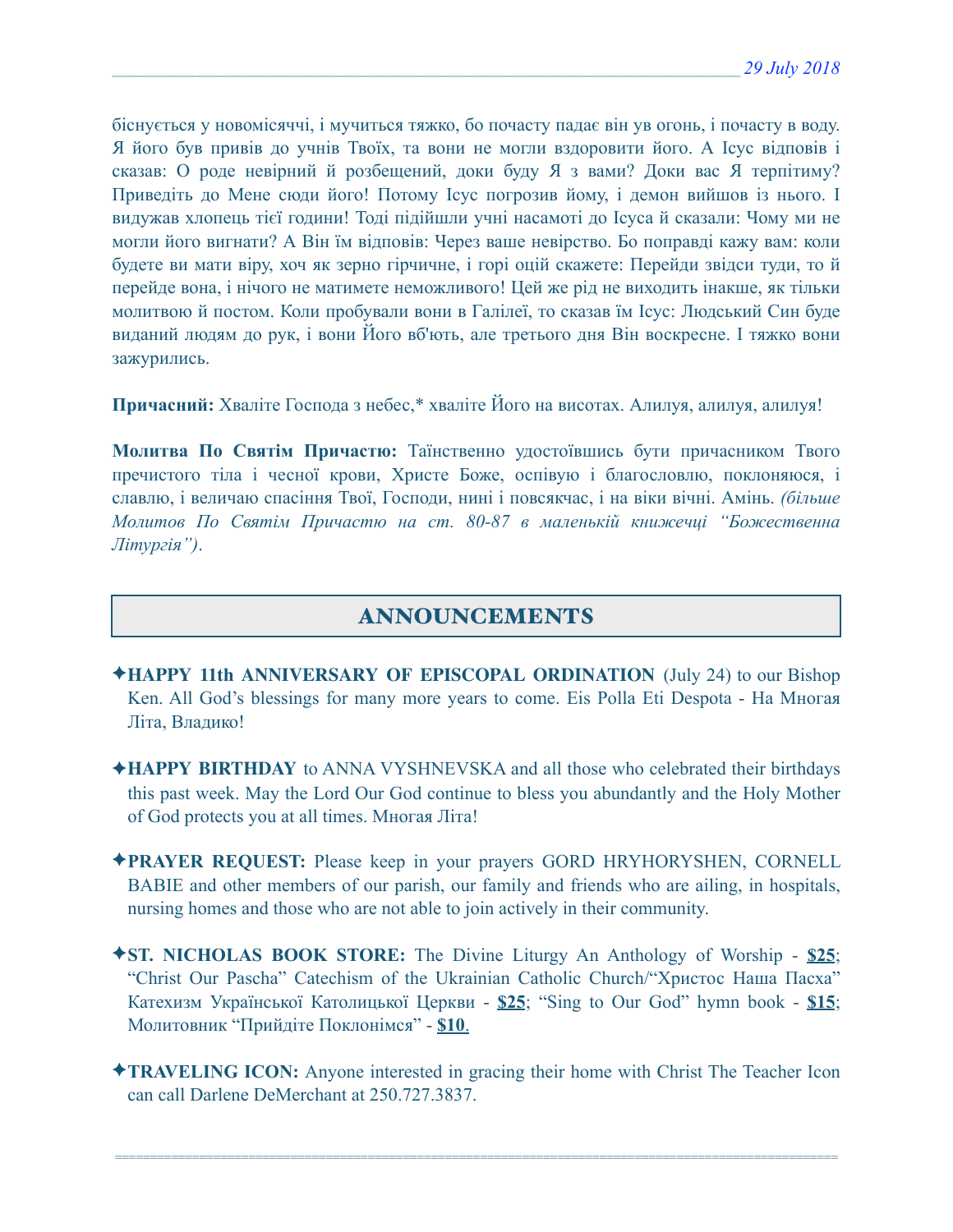біснується у новомісяччі, і мучиться тяжко, бо почасту падає він ув огонь, і почасту в воду. Я його був привів до учнів Твоїх, та вони не могли вздоровити його. А Ісус відповів і сказав: О роде невірний й розбещений, доки буду Я з вами? Доки вас Я терпітиму? Приведіть до Мене сюди його! Потому Ісус погрозив йому, і демон вийшов із нього. І видужав хлопець тієї години! Тоді підійшли учні насамоті до Ісуса й сказали: Чому ми не могли його вигнати? А Він їм відповів: Через ваше невірство. Бо поправді кажу вам: коли будете ви мати віру, хоч як зерно гірчичне, і горі оцій скажете: Перейди звідси туди, то й перейде вона, і нічого не матимете неможливого! Цей же рід не виходить інакше, як тільки молитвою й постом. Коли пробували вони в Галілеї, то сказав їм Ісус: Людський Син буде виданий людям до рук, і вони Його вб'ють, але третього дня Він воскресне. І тяжко вони зажурились.

**Причасний:** Хваліте Господа з небес,* хваліте Його на висотах. Алилуя, алилуя, алилуя!

**Молитва По Святім Причастю:** Таїнственно удостоївшись бути причасником Твого пречистого тіла і чесної крови, Христе Боже, оспівую і благословлю, поклоняюся, і славлю, і величаю спасіння Твої, Господи, нині і повсякчас, і на віки вічні. Амінь. *(більше Молитов По Святім Причастю на ст. 80-87 в маленькій книжечці "Божественна Літургія")*.

## ANNOUNCEMENTS

✦**HAPPY 11th ANNIVERSARY OF EPISCOPAL ORDINATION** (July 24) to our Bishop Ken. All God's blessings for many more years to come. Eis Polla Eti Despota - На Многая Літа, Владико!

✦**HAPPY BIRTHDAY** to ANNA VYSHNEVSKA and all those who celebrated their birthdays this past week. May the Lord Our God continue to bless you abundantly and the Holy Mother of God protects you at all times. Многая Літа!

✦**PRAYER REQUEST:** Please keep in your prayers GORD HRYHORYSHEN, CORNELL BABIE and other members of our parish, our family and friends who are ailing, in hospitals, nursing homes and those who are not able to join actively in their community.

✦**ST. NICHOLAS BOOK STORE:** The Divine Liturgy An Anthology of Worship - **$25**; "Christ Our Pascha" Catechism of the Ukrainian Catholic Church/"Христос Наша Пасха" Катехизм Української Католицької Церкви - **$25**; "Sing to Our God" hymn book - **$15**; Молитовник "Прийдіте Поклонімся" - **$10**.

✦**TRAVELING ICON:** Anyone interested in gracing their home with Christ The Teacher Icon can call Darlene DeMerchant at 250.727.3837.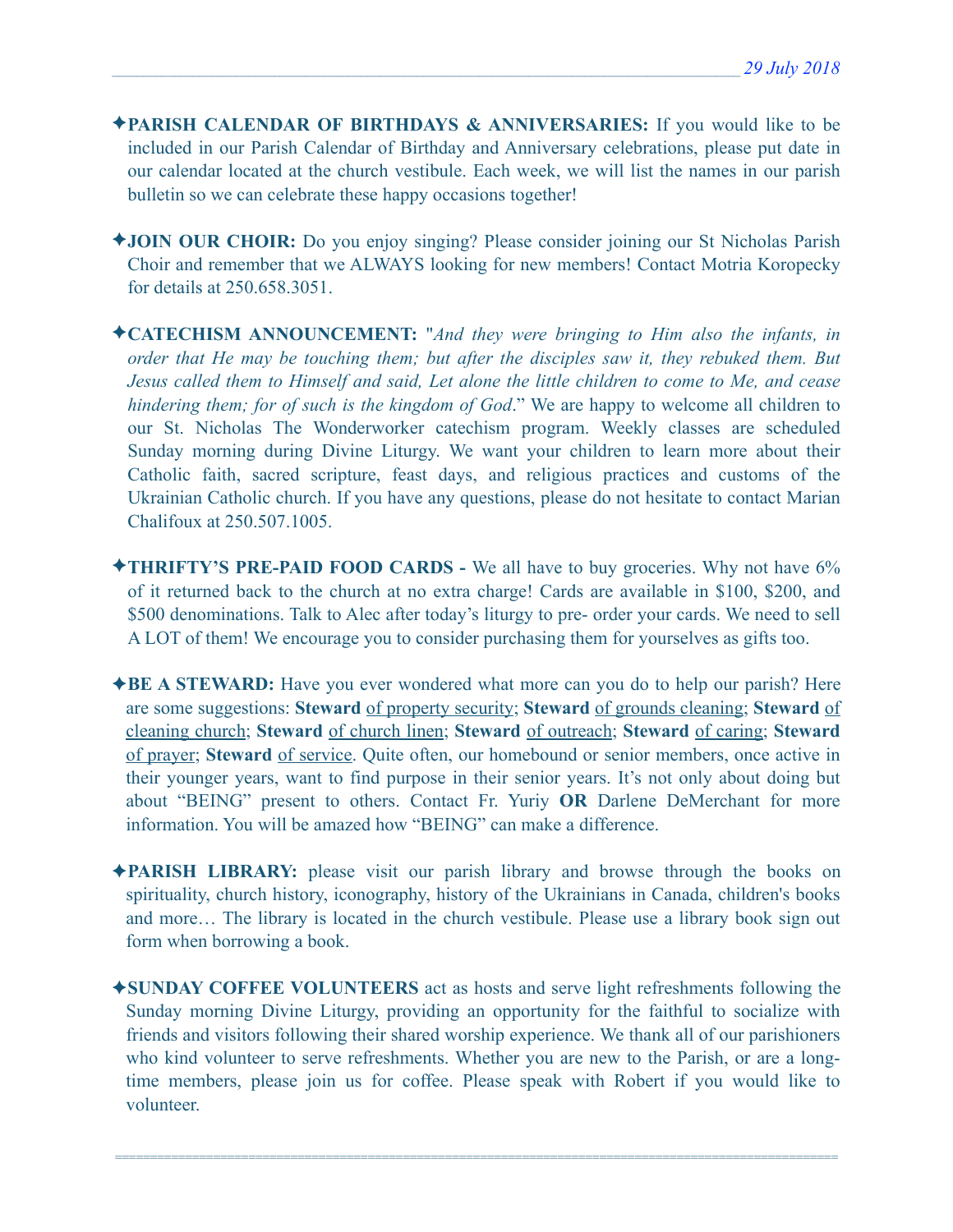✦**PARISH CALENDAR OF BIRTHDAYS & ANNIVERSARIES:** If you would like to be included in our Parish Calendar of Birthday and Anniversary celebrations, please put date in our calendar located at the church vestibule. Each week, we will list the names in our parish bulletin so we can celebrate these happy occasions together!

✦**JOIN OUR CHOIR:** Do you enjoy singing? Please consider joining our St Nicholas Parish Choir and remember that we ALWAYS looking for new members! Contact Motria Koropecky for details at 250.658.3051.

✦**CATECHISM ANNOUNCEMENT:** "*And they were bringing to Him also the infants, in order that He may be touching them; but after the disciples saw it, they rebuked them. But Jesus called them to Himself and said, Let alone the little children to come to Me, and cease hindering them; for of such is the kingdom of God*." We are happy to welcome all children to our St. Nicholas The Wonderworker catechism program. Weekly classes are scheduled Sunday morning during Divine Liturgy. We want your children to learn more about their Catholic faith, sacred scripture, feast days, and religious practices and customs of the Ukrainian Catholic church. If you have any questions, please do not hesitate to contact Marian Chalifoux at 250.507.1005.

✦**THRIFTY'S PRE-PAID FOOD CARDS -** We all have to buy groceries. Why not have 6% of it returned back to the church at no extra charge! Cards are available in $100, $200, and $500 denominations. Talk to Alec after today's liturgy to pre- order your cards. We need to sell A LOT of them! We encourage you to consider purchasing them for yourselves as gifts too.

✦**BE A STEWARD:** Have you ever wondered what more can you do to help our parish? Here are some suggestions: **Steward** of property security; **Steward** of grounds cleaning; **Steward** of cleaning church; **Steward** of church linen; **Steward** of outreach; **Steward** of caring; **Steward** of prayer; **Steward** of service. Quite often, our homebound or senior members, once active in their younger years, want to find purpose in their senior years. It's not only about doing but about "BEING" present to others. Contact Fr. Yuriy **OR** Darlene DeMerchant for more information. You will be amazed how "BEING" can make a difference.

✦**PARISH LIBRARY:** please visit our parish library and browse through the books on spirituality, church history, iconography, history of the Ukrainians in Canada, children's books and more… The library is located in the church vestibule. Please use a library book sign out form when borrowing a book.

✦**SUNDAY COFFEE VOLUNTEERS** act as hosts and serve light refreshments following the Sunday morning Divine Liturgy, providing an opportunity for the faithful to socialize with friends and visitors following their shared worship experience. We thank all of our parishioners who kind volunteer to serve refreshments. Whether you are new to the Parish, or are a long-time members, please join us for coffee. Please speak with Robert if you would like to volunteer.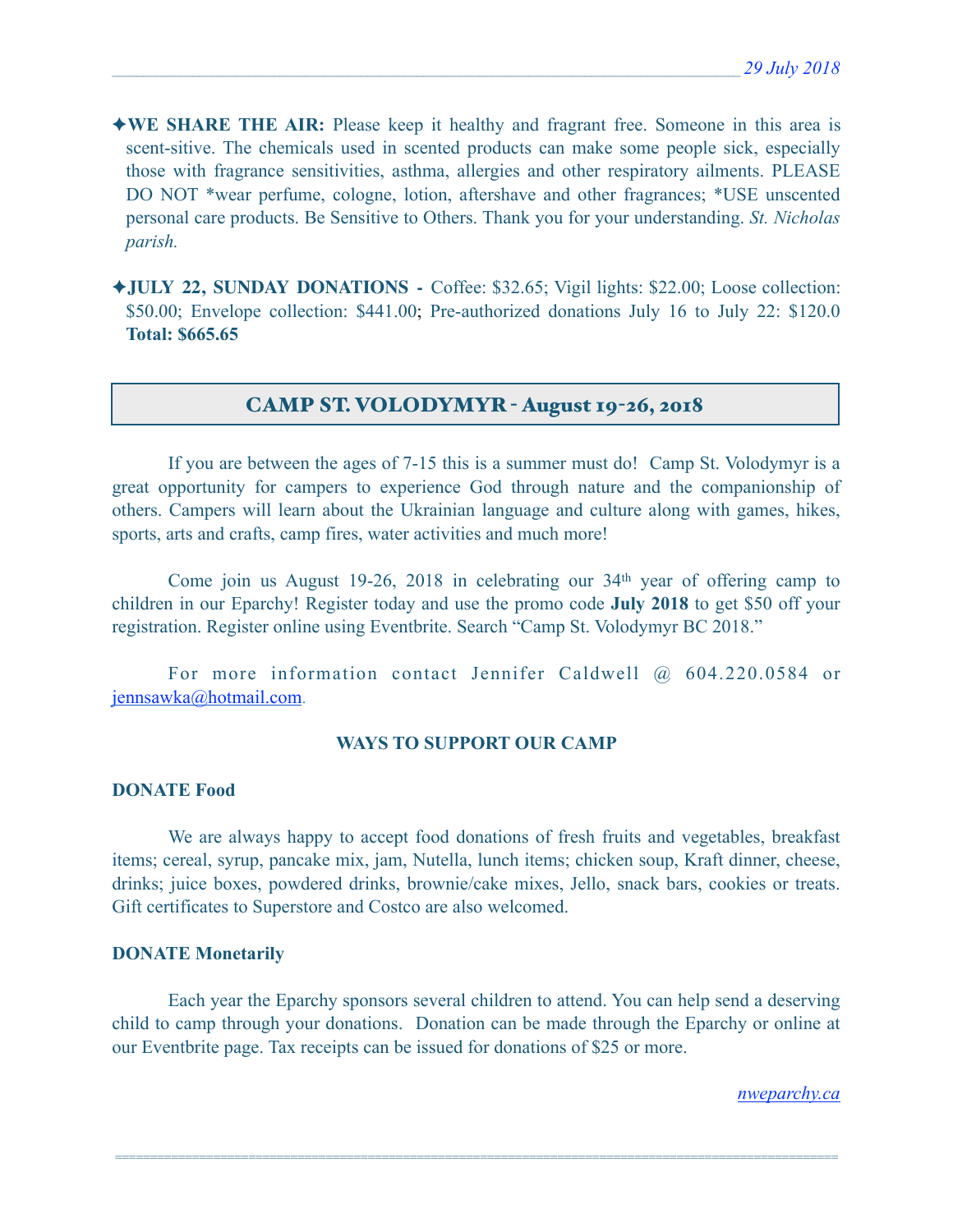✦**WE SHARE THE AIR:** Please keep it healthy and fragrant free. Someone in this area is scent-sitive. The chemicals used in scented products can make some people sick, especially those with fragrance sensitivities, asthma, allergies and other respiratory ailments. PLEASE DO NOT *wear perfume, cologne, lotion, aftershave and other fragrances; *USE unscented personal care products. Be Sensitive to Others. Thank you for your understanding. *St. Nicholas parish.*

✦**JULY 22, SUNDAY DONATIONS -** Coffee: $32.65; Vigil lights: $22.00; Loose collection: $50.00; Envelope collection: $441.00; Pre-authorized donations July 16 to July 22: $120.0 **Total: $665.65**

## CAMP ST. VOLODYMYR - August 19-26, 2018

If you are between the ages of 7-15 this is a summer must do! Camp St. Volodymyr is a great opportunity for campers to experience God through nature and the companionship of others. Campers will learn about the Ukrainian language and culture along with games, hikes, sports, arts and crafts, camp fires, water activities and much more!

Come join us August 19-26, 2018 in celebrating our 34th year of offering camp to children in our Eparchy! Register today and use the promo code **July 2018** to get $50 off your registration. Register online using Eventbrite. Search "Camp St. Volodymyr BC 2018."

For more information contact Jennifer Caldwell @ 604.220.0584 or jennsawka@hotmail.com.

### WAYS TO SUPPORT OUR CAMP

**DONATE Food**

We are always happy to accept food donations of fresh fruits and vegetables, breakfast items; cereal, syrup, pancake mix, jam, Nutella, lunch items; chicken soup, Kraft dinner, cheese, drinks; juice boxes, powdered drinks, brownie/cake mixes, Jello, snack bars, cookies or treats. Gift certificates to Superstore and Costco are also welcomed.

**DONATE Monetarily**

Each year the Eparchy sponsors several children to attend. You can help send a deserving child to camp through your donations. Donation can be made through the Eparchy or online at our Eventbrite page. Tax receipts can be issued for donations of $25 or more.

*nweparchy.ca*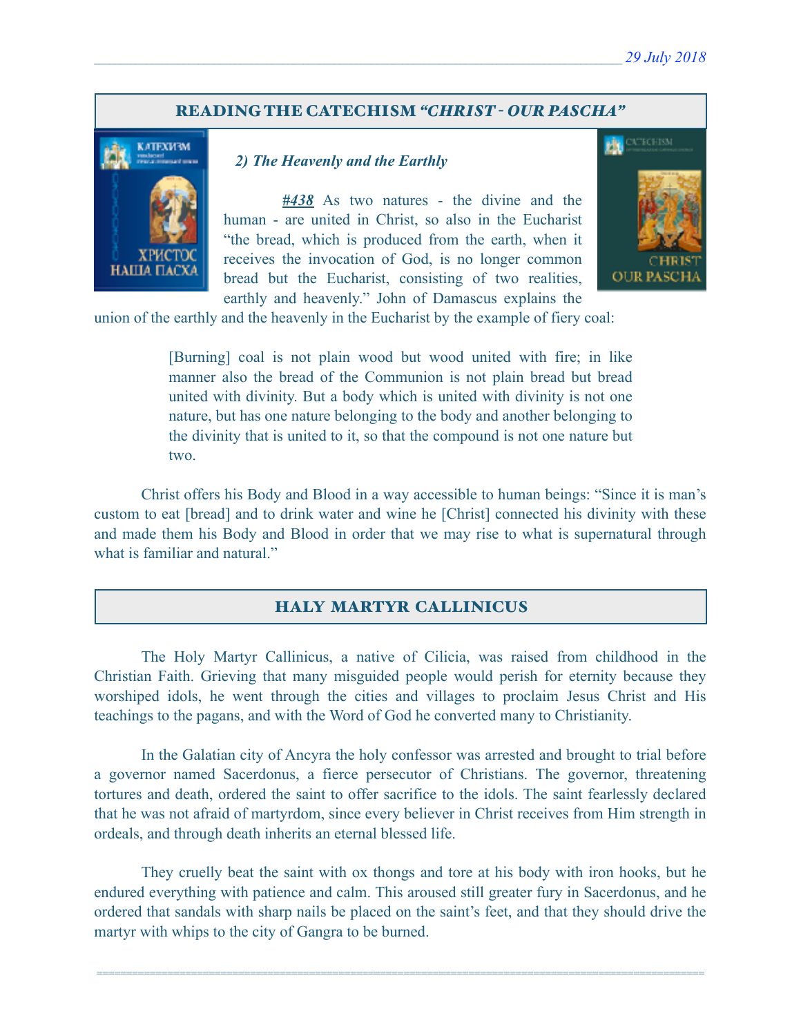## READING THE CATECHISM *"CHRIST - OUR PASCHA"*

### *2) The Heavenly and the Earthly*

***#438*** As two natures - the divine and the human - are united in Christ, so also in the Eucharist "the bread, which is produced from the earth, when it receives the invocation of God, is no longer common bread but the Eucharist, consisting of two realities, earthly and heavenly." John of Damascus explains the union of the earthly and the heavenly in the Eucharist by the example of fiery coal:

> [Burning] coal is not plain wood but wood united with fire; in like manner also the bread of the Communion is not plain bread but bread united with divinity. But a body which is united with divinity is not one nature, but has one nature belonging to the body and another belonging to the divinity that is united to it, so that the compound is not one nature but two.

Christ offers his Body and Blood in a way accessible to human beings: "Since it is man's custom to eat [bread] and to drink water and wine he [Christ] connected his divinity with these and made them his Body and Blood in order that we may rise to what is supernatural through what is familiar and natural."

## HALY MARTYR CALLINICUS

The Holy Martyr Callinicus, a native of Cilicia, was raised from childhood in the Christian Faith. Grieving that many misguided people would perish for eternity because they worshiped idols, he went through the cities and villages to proclaim Jesus Christ and His teachings to the pagans, and with the Word of God he converted many to Christianity.

In the Galatian city of Ancyra the holy confessor was arrested and brought to trial before a governor named Sacerdonus, a fierce persecutor of Christians. The governor, threatening tortures and death, ordered the saint to offer sacrifice to the idols. The saint fearlessly declared that he was not afraid of martyrdom, since every believer in Christ receives from Him strength in ordeals, and through death inherits an eternal blessed life.

They cruelly beat the saint with ox thongs and tore at his body with iron hooks, but he endured everything with patience and calm. This aroused still greater fury in Sacerdonus, and he ordered that sandals with sharp nails be placed on the saint's feet, and that they should drive the martyr with whips to the city of Gangra to be burned.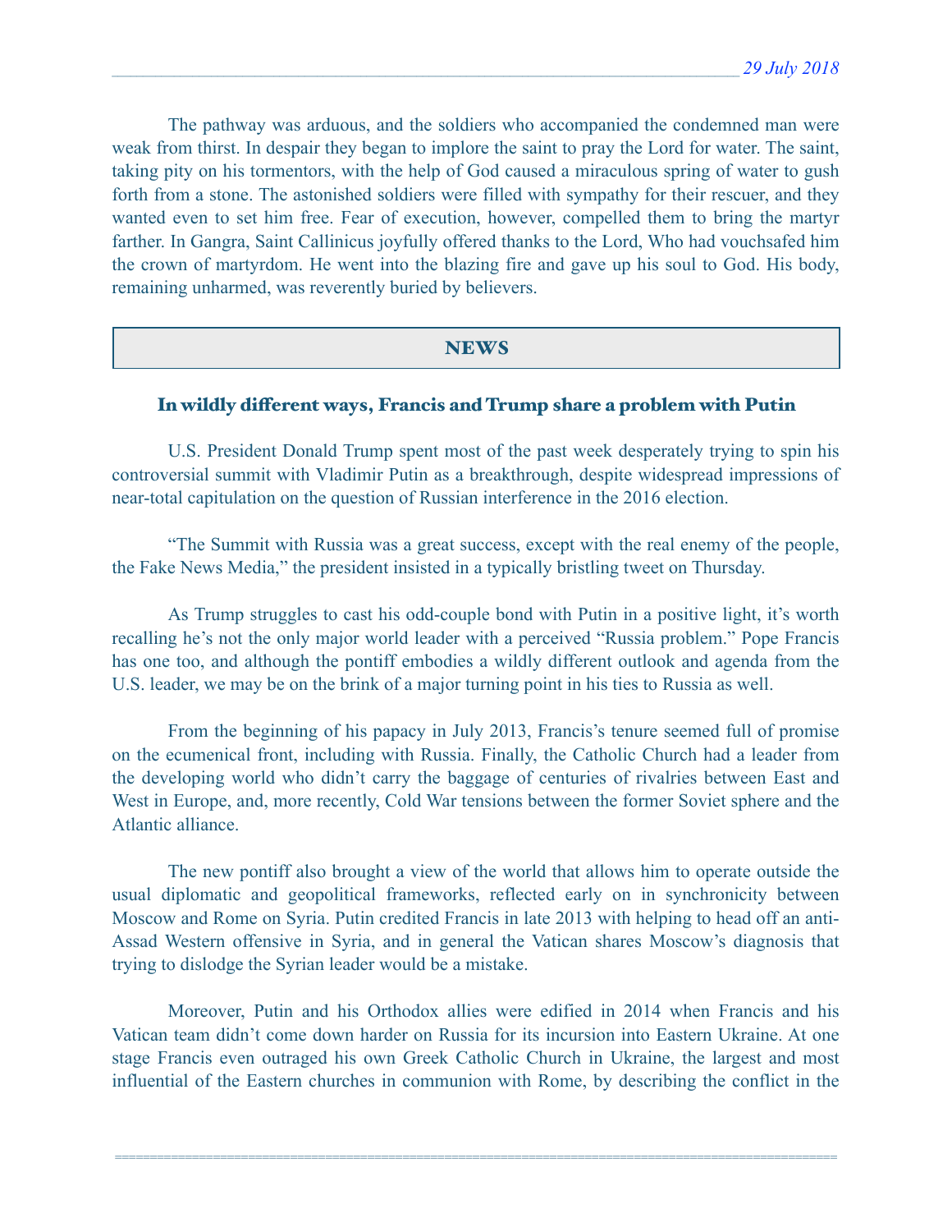The pathway was arduous, and the soldiers who accompanied the condemned man were weak from thirst. In despair they began to implore the saint to pray the Lord for water. The saint, taking pity on his tormentors, with the help of God caused a miraculous spring of water to gush forth from a stone. The astonished soldiers were filled with sympathy for their rescuer, and they wanted even to set him free. Fear of execution, however, compelled them to bring the martyr farther. In Gangra, Saint Callinicus joyfully offered thanks to the Lord, Who had vouchsafed him the crown of martyrdom. He went into the blazing fire and gave up his soul to God. His body, remaining unharmed, was reverently buried by believers.

## NEWS

### In wildly different ways, Francis and Trump share a problem with Putin

U.S. President Donald Trump spent most of the past week desperately trying to spin his controversial summit with Vladimir Putin as a breakthrough, despite widespread impressions of near-total capitulation on the question of Russian interference in the 2016 election.

"The Summit with Russia was a great success, except with the real enemy of the people, the Fake News Media," the president insisted in a typically bristling tweet on Thursday.

As Trump struggles to cast his odd-couple bond with Putin in a positive light, it's worth recalling he's not the only major world leader with a perceived "Russia problem." Pope Francis has one too, and although the pontiff embodies a wildly different outlook and agenda from the U.S. leader, we may be on the brink of a major turning point in his ties to Russia as well.

From the beginning of his papacy in July 2013, Francis's tenure seemed full of promise on the ecumenical front, including with Russia. Finally, the Catholic Church had a leader from the developing world who didn't carry the baggage of centuries of rivalries between East and West in Europe, and, more recently, Cold War tensions between the former Soviet sphere and the Atlantic alliance.

The new pontiff also brought a view of the world that allows him to operate outside the usual diplomatic and geopolitical frameworks, reflected early on in synchronicity between Moscow and Rome on Syria. Putin credited Francis in late 2013 with helping to head off an anti-Assad Western offensive in Syria, and in general the Vatican shares Moscow's diagnosis that trying to dislodge the Syrian leader would be a mistake.

Moreover, Putin and his Orthodox allies were edified in 2014 when Francis and his Vatican team didn't come down harder on Russia for its incursion into Eastern Ukraine. At one stage Francis even outraged his own Greek Catholic Church in Ukraine, the largest and most influential of the Eastern churches in communion with Rome, by describing the conflict in the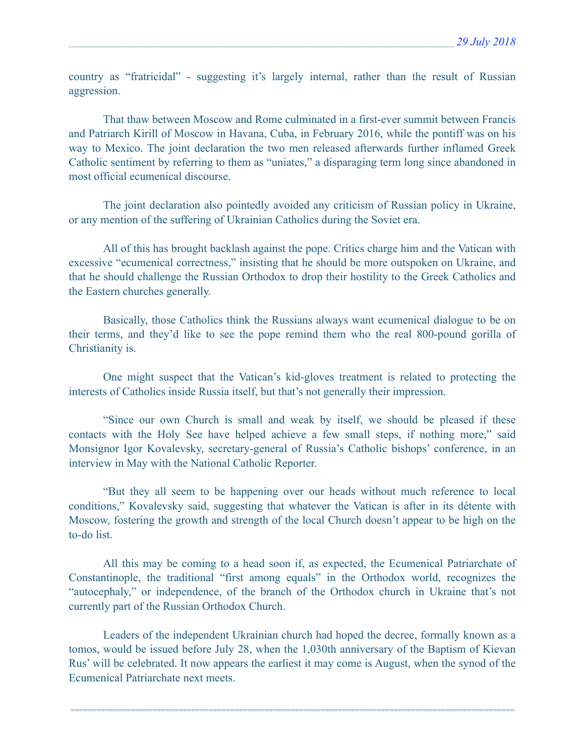country as "fratricidal" - suggesting it's largely internal, rather than the result of Russian aggression.

That thaw between Moscow and Rome culminated in a first-ever summit between Francis and Patriarch Kirill of Moscow in Havana, Cuba, in February 2016, while the pontiff was on his way to Mexico. The joint declaration the two men released afterwards further inflamed Greek Catholic sentiment by referring to them as "uniates," a disparaging term long since abandoned in most official ecumenical discourse.

The joint declaration also pointedly avoided any criticism of Russian policy in Ukraine, or any mention of the suffering of Ukrainian Catholics during the Soviet era.

All of this has brought backlash against the pope. Critics charge him and the Vatican with excessive "ecumenical correctness," insisting that he should be more outspoken on Ukraine, and that he should challenge the Russian Orthodox to drop their hostility to the Greek Catholics and the Eastern churches generally.

Basically, those Catholics think the Russians always want ecumenical dialogue to be on their terms, and they'd like to see the pope remind them who the real 800-pound gorilla of Christianity is.

One might suspect that the Vatican's kid-gloves treatment is related to protecting the interests of Catholics inside Russia itself, but that's not generally their impression.

"Since our own Church is small and weak by itself, we should be pleased if these contacts with the Holy See have helped achieve a few small steps, if nothing more," said Monsignor Igor Kovalevsky, secretary-general of Russia's Catholic bishops' conference, in an interview in May with the National Catholic Reporter.

"But they all seem to be happening over our heads without much reference to local conditions," Kovalevsky said, suggesting that whatever the Vatican is after in its détente with Moscow, fostering the growth and strength of the local Church doesn't appear to be high on the to-do list.

All this may be coming to a head soon if, as expected, the Ecumenical Patriarchate of Constantinople, the traditional "first among equals" in the Orthodox world, recognizes the "autocephaly," or independence, of the branch of the Orthodox church in Ukraine that's not currently part of the Russian Orthodox Church.

Leaders of the independent Ukrainian church had hoped the decree, formally known as a tomos, would be issued before July 28, when the 1,030th anniversary of the Baptism of Kievan Rus' will be celebrated. It now appears the earliest it may come is August, when the synod of the Ecumenical Patriarchate next meets.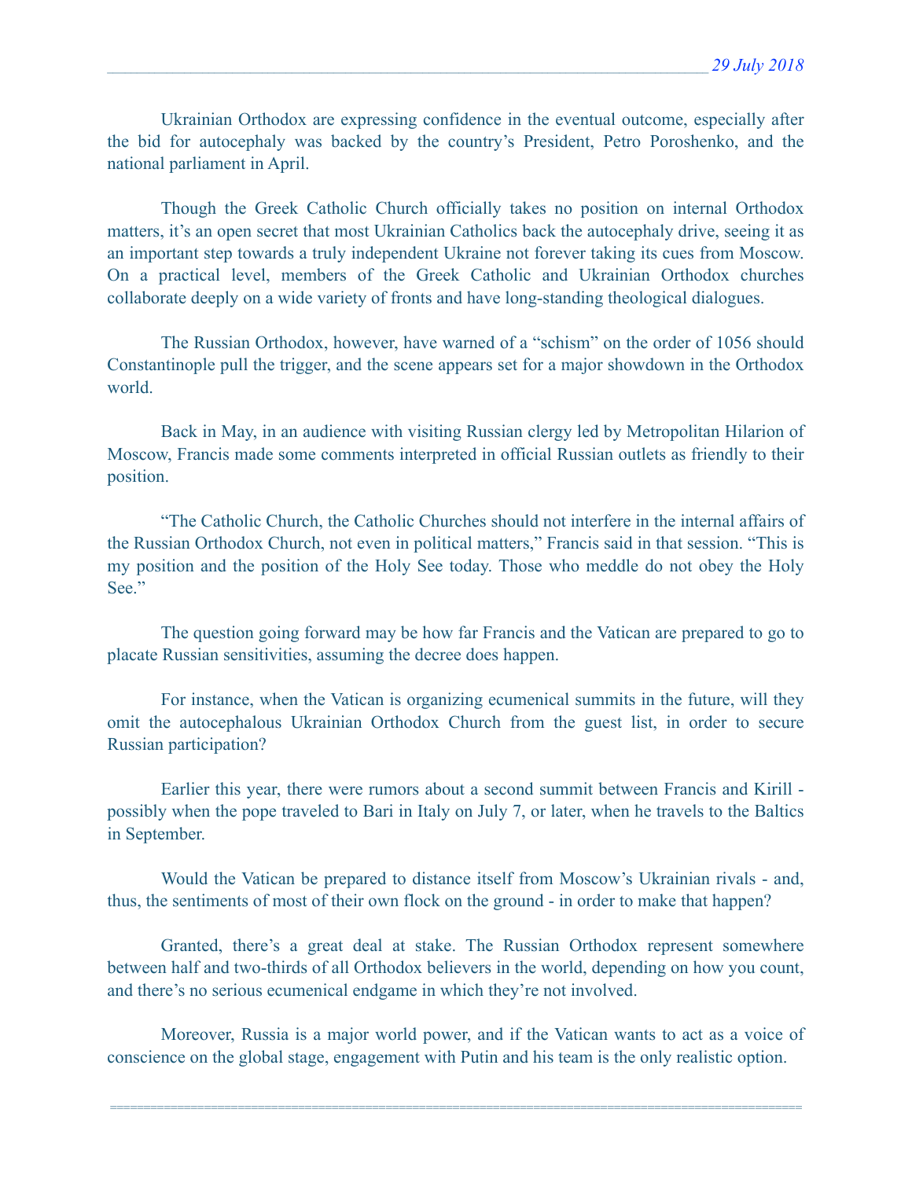Ukrainian Orthodox are expressing confidence in the eventual outcome, especially after the bid for autocephaly was backed by the country's President, Petro Poroshenko, and the national parliament in April.

Though the Greek Catholic Church officially takes no position on internal Orthodox matters, it's an open secret that most Ukrainian Catholics back the autocephaly drive, seeing it as an important step towards a truly independent Ukraine not forever taking its cues from Moscow. On a practical level, members of the Greek Catholic and Ukrainian Orthodox churches collaborate deeply on a wide variety of fronts and have long-standing theological dialogues.

The Russian Orthodox, however, have warned of a "schism" on the order of 1056 should Constantinople pull the trigger, and the scene appears set for a major showdown in the Orthodox world.

Back in May, in an audience with visiting Russian clergy led by Metropolitan Hilarion of Moscow, Francis made some comments interpreted in official Russian outlets as friendly to their position.

"The Catholic Church, the Catholic Churches should not interfere in the internal affairs of the Russian Orthodox Church, not even in political matters," Francis said in that session. "This is my position and the position of the Holy See today. Those who meddle do not obey the Holy See."

The question going forward may be how far Francis and the Vatican are prepared to go to placate Russian sensitivities, assuming the decree does happen.

For instance, when the Vatican is organizing ecumenical summits in the future, will they omit the autocephalous Ukrainian Orthodox Church from the guest list, in order to secure Russian participation?

Earlier this year, there were rumors about a second summit between Francis and Kirill - possibly when the pope traveled to Bari in Italy on July 7, or later, when he travels to the Baltics in September.

Would the Vatican be prepared to distance itself from Moscow's Ukrainian rivals - and, thus, the sentiments of most of their own flock on the ground - in order to make that happen?

Granted, there's a great deal at stake. The Russian Orthodox represent somewhere between half and two-thirds of all Orthodox believers in the world, depending on how you count, and there's no serious ecumenical endgame in which they're not involved.

Moreover, Russia is a major world power, and if the Vatican wants to act as a voice of conscience on the global stage, engagement with Putin and his team is the only realistic option.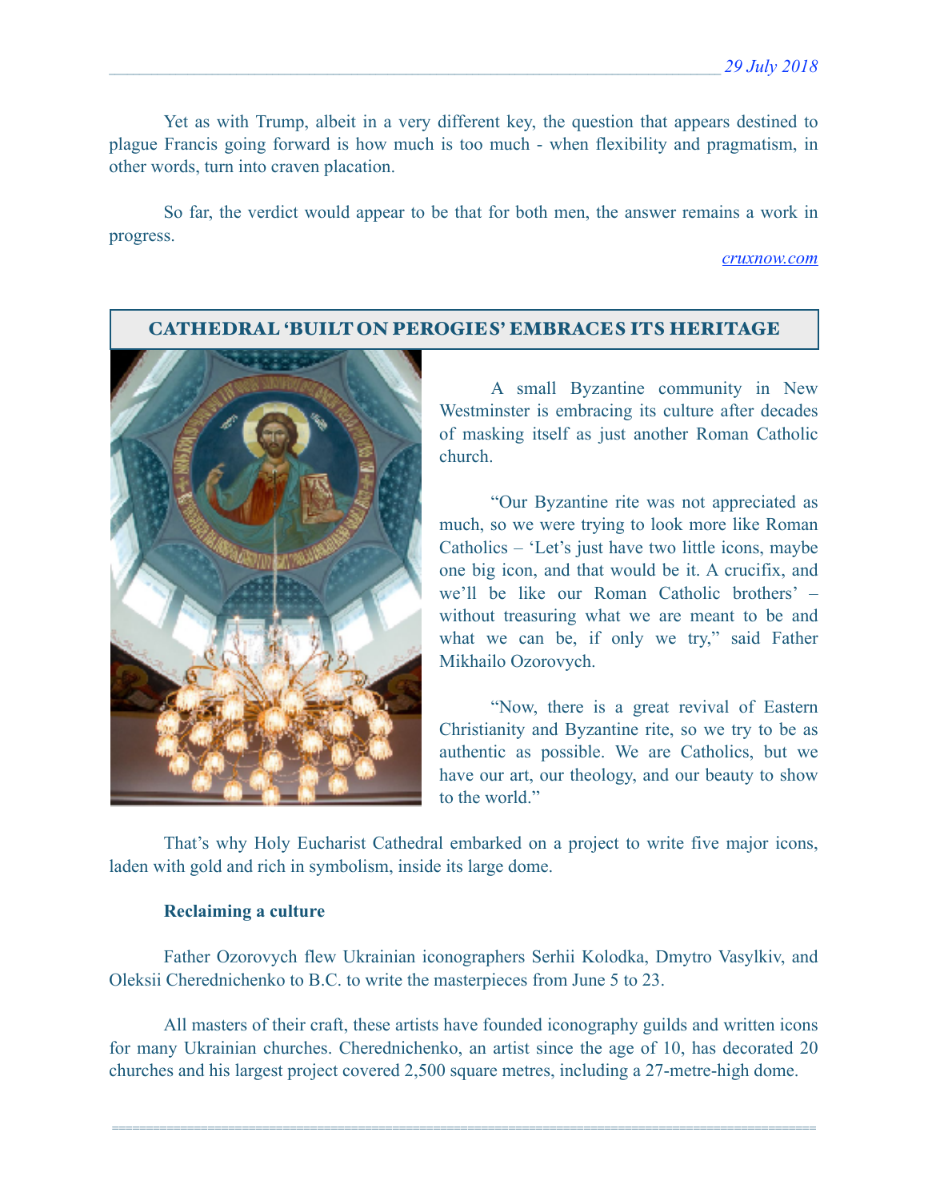Yet as with Trump, albeit in a very different key, the question that appears destined to plague Francis going forward is how much is too much - when flexibility and pragmatism, in other words, turn into craven placation.

So far, the verdict would appear to be that for both men, the answer remains a work in progress.

*cruxnow.com*

## CATHEDRAL 'BUILT ON PEROGIES' EMBRACES ITS HERITAGE

A small Byzantine community in New Westminster is embracing its culture after decades of masking itself as just another Roman Catholic church.

"Our Byzantine rite was not appreciated as much, so we were trying to look more like Roman Catholics – 'Let's just have two little icons, maybe one big icon, and that would be it. A crucifix, and we'll be like our Roman Catholic brothers' – without treasuring what we are meant to be and what we can be, if only we try," said Father Mikhailo Ozorovych.

"Now, there is a great revival of Eastern Christianity and Byzantine rite, so we try to be as authentic as possible. We are Catholics, but we have our art, our theology, and our beauty to show to the world."

That's why Holy Eucharist Cathedral embarked on a project to write five major icons, laden with gold and rich in symbolism, inside its large dome.

**Reclaiming a culture**

Father Ozorovych flew Ukrainian iconographers Serhii Kolodka, Dmytro Vasylkiv, and Oleksii Cherednichenko to B.C. to write the masterpieces from June 5 to 23.

All masters of their craft, these artists have founded iconography guilds and written icons for many Ukrainian churches. Cherednichenko, an artist since the age of 10, has decorated 20 churches and his largest project covered 2,500 square metres, including a 27-metre-high dome.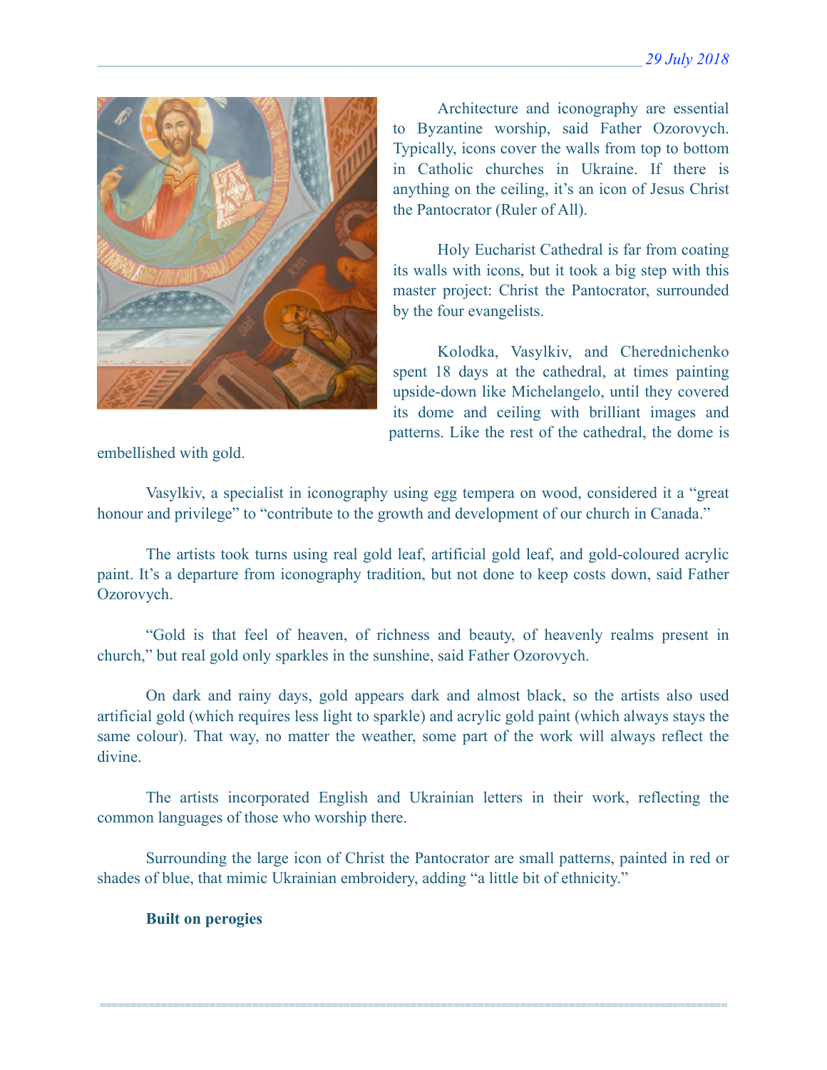Architecture and iconography are essential to Byzantine worship, said Father Ozorovych. Typically, icons cover the walls from top to bottom in Catholic churches in Ukraine. If there is anything on the ceiling, it's an icon of Jesus Christ the Pantocrator (Ruler of All).

Holy Eucharist Cathedral is far from coating its walls with icons, but it took a big step with this master project: Christ the Pantocrator, surrounded by the four evangelists.

Kolodka, Vasylkiv, and Cherednichenko spent 18 days at the cathedral, at times painting upside-down like Michelangelo, until they covered its dome and ceiling with brilliant images and patterns. Like the rest of the cathedral, the dome is embellished with gold.

Vasylkiv, a specialist in iconography using egg tempera on wood, considered it a "great honour and privilege" to "contribute to the growth and development of our church in Canada."

The artists took turns using real gold leaf, artificial gold leaf, and gold-coloured acrylic paint. It's a departure from iconography tradition, but not done to keep costs down, said Father Ozorovych.

"Gold is that feel of heaven, of richness and beauty, of heavenly realms present in church," but real gold only sparkles in the sunshine, said Father Ozorovych.

On dark and rainy days, gold appears dark and almost black, so the artists also used artificial gold (which requires less light to sparkle) and acrylic gold paint (which always stays the same colour). That way, no matter the weather, some part of the work will always reflect the divine.

The artists incorporated English and Ukrainian letters in their work, reflecting the common languages of those who worship there.

Surrounding the large icon of Christ the Pantocrator are small patterns, painted in red or shades of blue, that mimic Ukrainian embroidery, adding "a little bit of ethnicity."

**Built on perogies**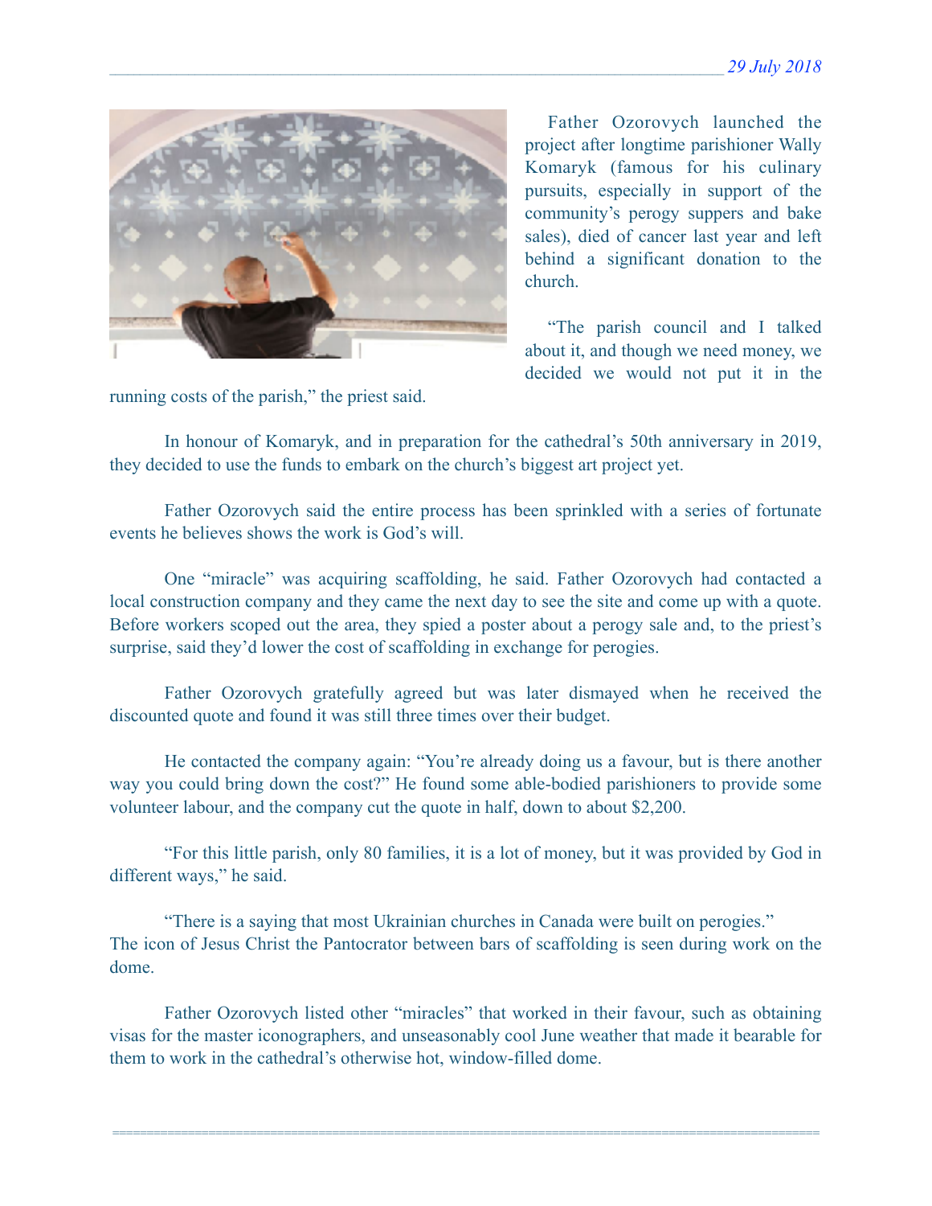Father Ozorovych launched the project after longtime parishioner Wally Komaryk (famous for his culinary pursuits, especially in support of the community's perogy suppers and bake sales), died of cancer last year and left behind a significant donation to the church.

"The parish council and I talked about it, and though we need money, we decided we would not put it in the running costs of the parish," the priest said.

In honour of Komaryk, and in preparation for the cathedral's 50th anniversary in 2019, they decided to use the funds to embark on the church's biggest art project yet.

Father Ozorovych said the entire process has been sprinkled with a series of fortunate events he believes shows the work is God's will.

One "miracle" was acquiring scaffolding, he said. Father Ozorovych had contacted a local construction company and they came the next day to see the site and come up with a quote. Before workers scoped out the area, they spied a poster about a perogy sale and, to the priest's surprise, said they'd lower the cost of scaffolding in exchange for perogies.

Father Ozorovych gratefully agreed but was later dismayed when he received the discounted quote and found it was still three times over their budget.

He contacted the company again: "You're already doing us a favour, but is there another way you could bring down the cost?" He found some able-bodied parishioners to provide some volunteer labour, and the company cut the quote in half, down to about $2,200.

"For this little parish, only 80 families, it is a lot of money, but it was provided by God in different ways," he said.

"There is a saying that most Ukrainian churches in Canada were built on perogies."
The icon of Jesus Christ the Pantocrator between bars of scaffolding is seen during work on the dome.

Father Ozorovych listed other "miracles" that worked in their favour, such as obtaining visas for the master iconographers, and unseasonably cool June weather that made it bearable for them to work in the cathedral's otherwise hot, window-filled dome.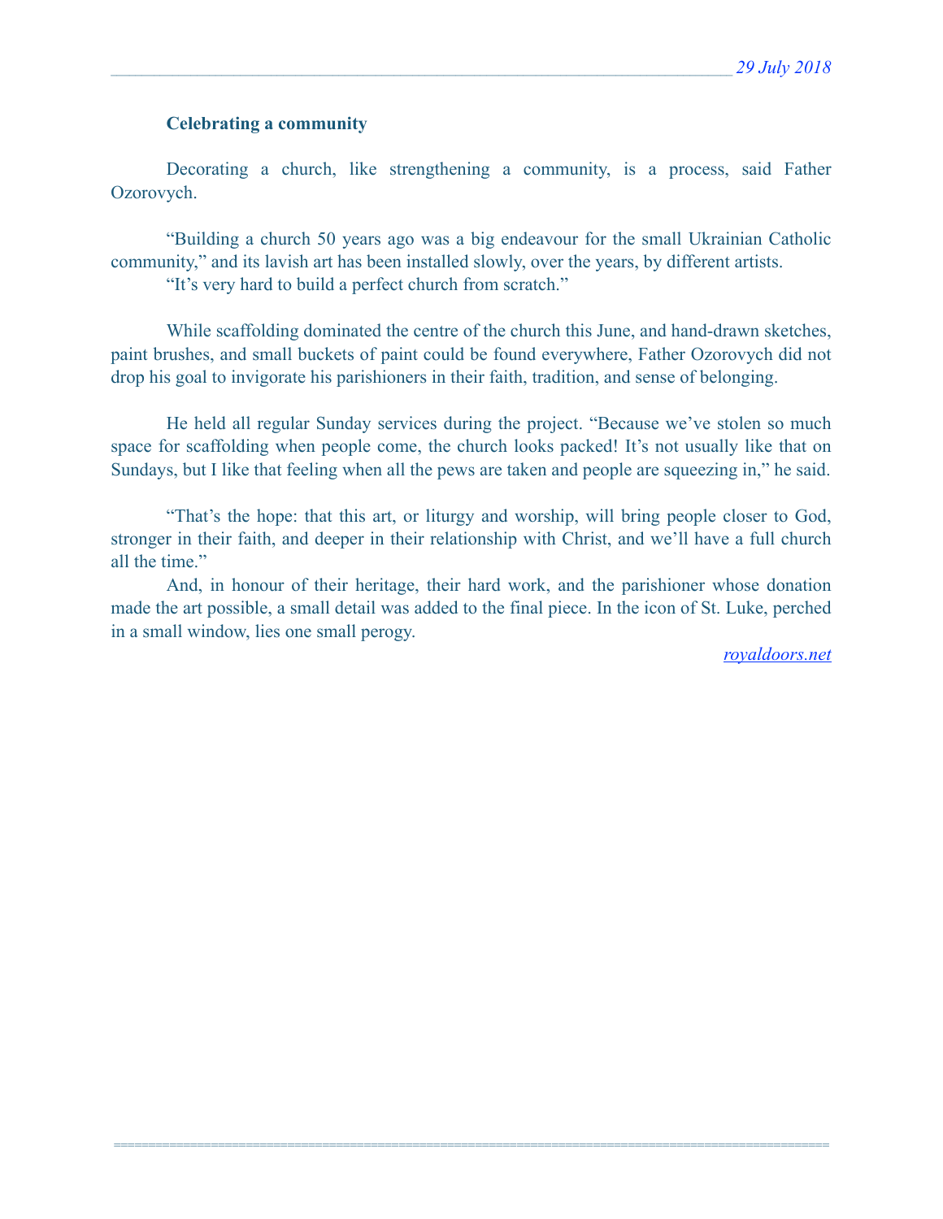**Celebrating a community**

Decorating a church, like strengthening a community, is a process, said Father Ozorovych.

"Building a church 50 years ago was a big endeavour for the small Ukrainian Catholic community," and its lavish art has been installed slowly, over the years, by different artists.

"It's very hard to build a perfect church from scratch."

While scaffolding dominated the centre of the church this June, and hand-drawn sketches, paint brushes, and small buckets of paint could be found everywhere, Father Ozorovych did not drop his goal to invigorate his parishioners in their faith, tradition, and sense of belonging.

He held all regular Sunday services during the project. "Because we've stolen so much space for scaffolding when people come, the church looks packed! It's not usually like that on Sundays, but I like that feeling when all the pews are taken and people are squeezing in," he said.

"That's the hope: that this art, or liturgy and worship, will bring people closer to God, stronger in their faith, and deeper in their relationship with Christ, and we'll have a full church all the time."

And, in honour of their heritage, their hard work, and the parishioner whose donation made the art possible, a small detail was added to the final piece. In the icon of St. Luke, perched in a small window, lies one small perogy.

[royaldoors.net](royaldoors.net)